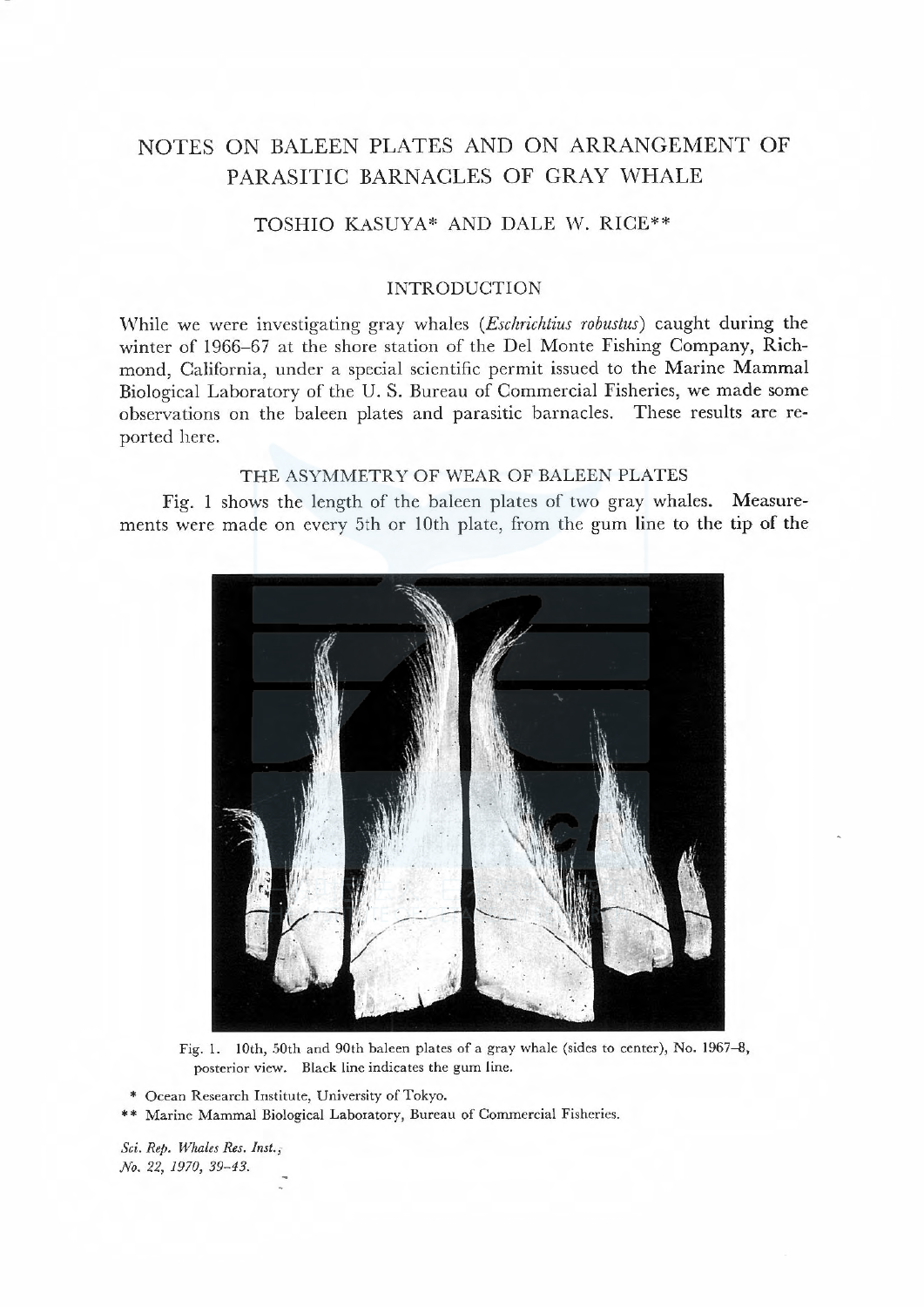# NOTES ON BALEEN PLATES AND ON ARRANGEMENT OF PARASITIC BARNACLES OF GRAY WHALE

TOSHIO KASUYA* AND DALE W. RICE**

## INTRODUCTION

While we were investigating gray whales (*Eschrichtius robustus*) caught during the winter of 1966–67 at the shore station of the Del Monte Fishing Company, Richmond, California, under a special scientific permit issued to the Marine Mammal Biological Laboratory of the U. S. Bureau of Commercial Fisheries, we made some observations on the baleen plates and parasitic barnacles. These results are reported here.

## THE ASYMMETRY OF WEAR OF BALEEN PLATES

Fig. 1 shows the length of the baleen plates of two gray whales. Measurements were made on every 5th or 10th plate, from the gum line to the tip of the

Fig. 1. 10th, 50th and 90th baleen plates of a gray whale (sides to center), No. 1967–8, posterior view. Black line indicates the gum line.

\* Ocean Research Institute, University of Tokyo.

\*\* Marine Mammal Biological Laboratory, Bureau of Commercial Fisheries.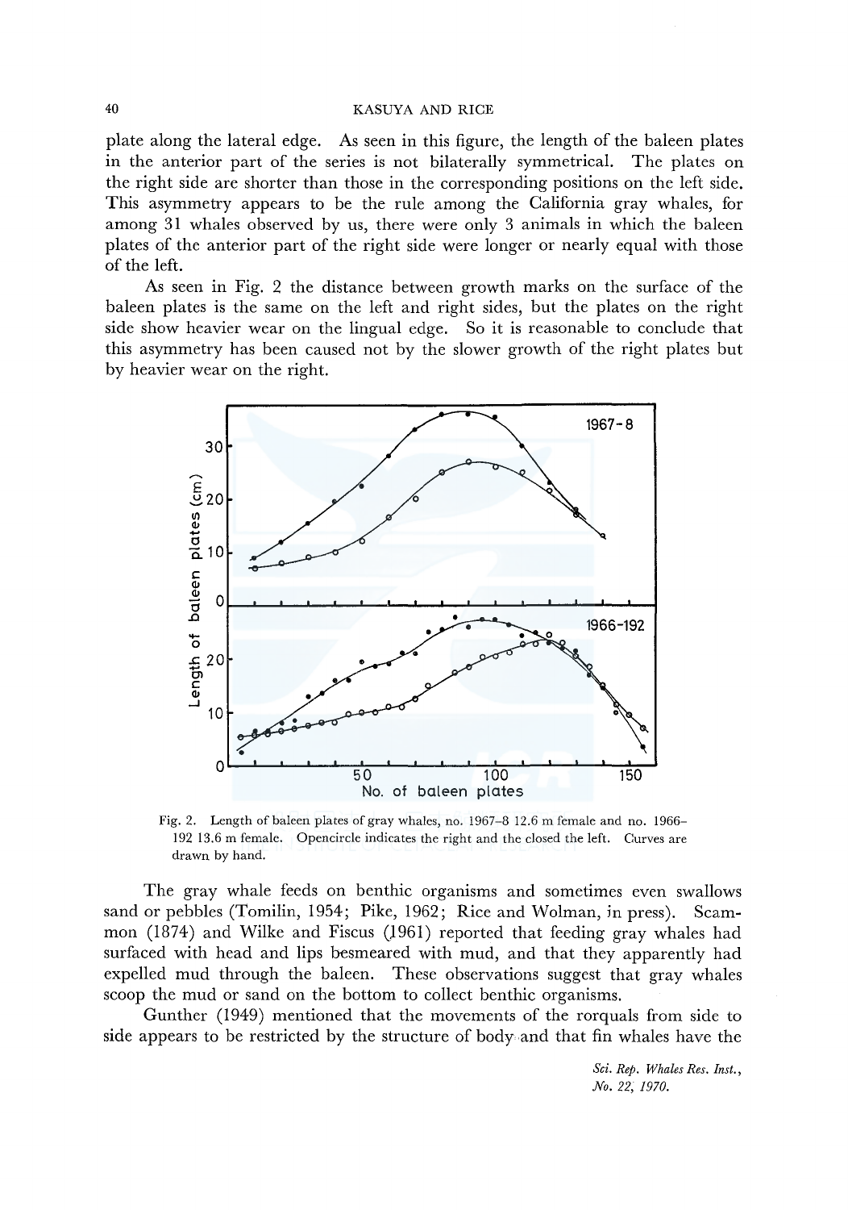plate along the lateral edge. As seen in this figure, the length of the baleen plates in the anterior part of the series is not bilaterally symmetrical. The plates on the right side are shorter than those in the corresponding positions on the left side. This asymmetry appears to be the rule among the California gray whales, for among 31 whales observed by us, there were only 3 animals in which the baleen plates of the anterior part of the right side were longer or nearly equal with those of the left.

As seen in Fig. 2 the distance between growth marks on the surface of the baleen plates is the same on the left and right sides, but the plates on the right side show heavier wear on the lingual edge. So it is reasonable to conclude that this asymmetry has been caused not by the slower growth of the right plates but by heavier wear on the right.

Fig. 2. Length of baleen plates of gray whales, no. 1967–8 12.6 m female and no. 1966–192 13.6 m female. Opencircle indicates the right and the closed the left. Curves are drawn by hand.

The gray whale feeds on benthic organisms and sometimes even swallows sand or pebbles (Tomilin, 1954; Pike, 1962; Rice and Wolman, in press). Scammon (1874) and Wilke and Fiscus (1961) reported that feeding gray whales had surfaced with head and lips besmeared with mud, and that they apparently had expelled mud through the baleen. These observations suggest that gray whales scoop the mud or sand on the bottom to collect benthic organisms.

Gunther (1949) mentioned that the movements of the rorquals from side to side appears to be restricted by the structure of body and that fin whales have the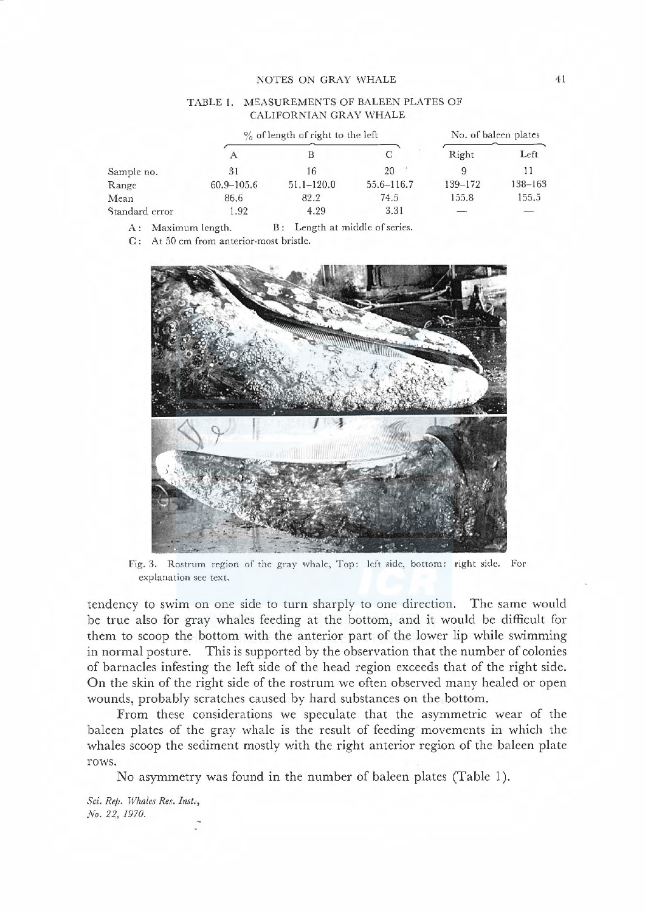TABLE 1. MEASUREMENTS OF BALEEN PLATES OF CALIFORNIAN GRAY WHALE

| | % of length of right to the left | | | No. of baleen plates | |
|---|---|---|---|---|---|
| | A | B | C | Right | Left |
| Sample no. | 31 | 16 | 20 | 9 | 11 |
| Range | 60.9–105.6 | 51.1–120.0 | 55.6–116.7 | 139–172 | 138–163 |
| Mean | 86.6 | 82.2 | 74.5 | 155.8 | 155.5 |
| Standard error | 1.92 | 4.29 | 3.31 | — | — |

A: Maximum length. B: Length at middle of series.

C: At 50 cm from anterior-most bristle.

Fig. 3. Rostrum region of the gray whale, Top: left side, bottom: right side. For explanation see text.

tendency to swim on one side to turn sharply to one direction. The same would be true also for gray whales feeding at the bottom, and it would be difficult for them to scoop the bottom with the anterior part of the lower lip while swimming in normal posture. This is supported by the observation that the number of colonies of barnacles infesting the left side of the head region exceeds that of the right side. On the skin of the right side of the rostrum we often observed many healed or open wounds, probably scratches caused by hard substances on the bottom.

From these considerations we speculate that the asymmetric wear of the baleen plates of the gray whale is the result of feeding movements in which the whales scoop the sediment mostly with the right anterior region of the baleen plate rows.

No asymmetry was found in the number of baleen plates (Table 1).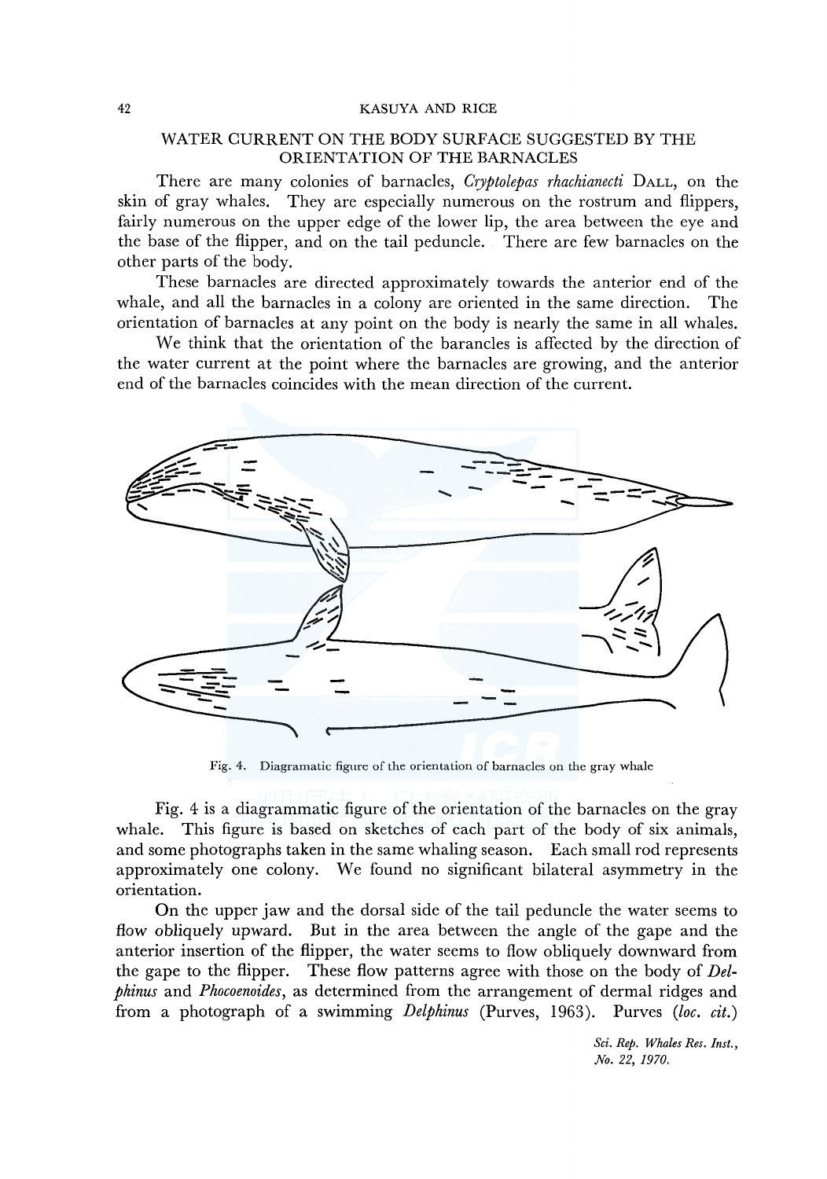## WATER CURRENT ON THE BODY SURFACE SUGGESTED BY THE ORIENTATION OF THE BARNACLES

There are many colonies of barnacles, *Cryptolepas rhachianecti* DALL, on the skin of gray whales. They are especially numerous on the rostrum and flippers, fairly numerous on the upper edge of the lower lip, the area between the eye and the base of the flipper, and on the tail peduncle. There are few barnacles on the other parts of the body.

These barnacles are directed approximately towards the anterior end of the whale, and all the barnacles in a colony are oriented in the same direction. The orientation of barnacles at any point on the body is nearly the same in all whales.

We think that the orientation of the barancles is affected by the direction of the water current at the point where the barnacles are growing, and the anterior end of the barnacles coincides with the mean direction of the current.

Fig. 4. Diagramatic figure of the orientation of barnacles on the gray whale

Fig. 4 is a diagrammatic figure of the orientation of the barnacles on the gray whale. This figure is based on sketches of each part of the body of six animals, and some photographs taken in the same whaling season. Each small rod represents approximately one colony. We found no significant bilateral asymmetry in the orientation.

On the upper jaw and the dorsal side of the tail peduncle the water seems to flow obliquely upward. But in the area between the angle of the gape and the anterior insertion of the flipper, the water seems to flow obliquely downward from the gape to the flipper. These flow patterns agree with those on the body of *Delphinus* and *Phocoenoides*, as determined from the arrangement of dermal ridges and from a photograph of a swimming *Delphinus* (Purves, 1963). Purves (*loc. cit.*)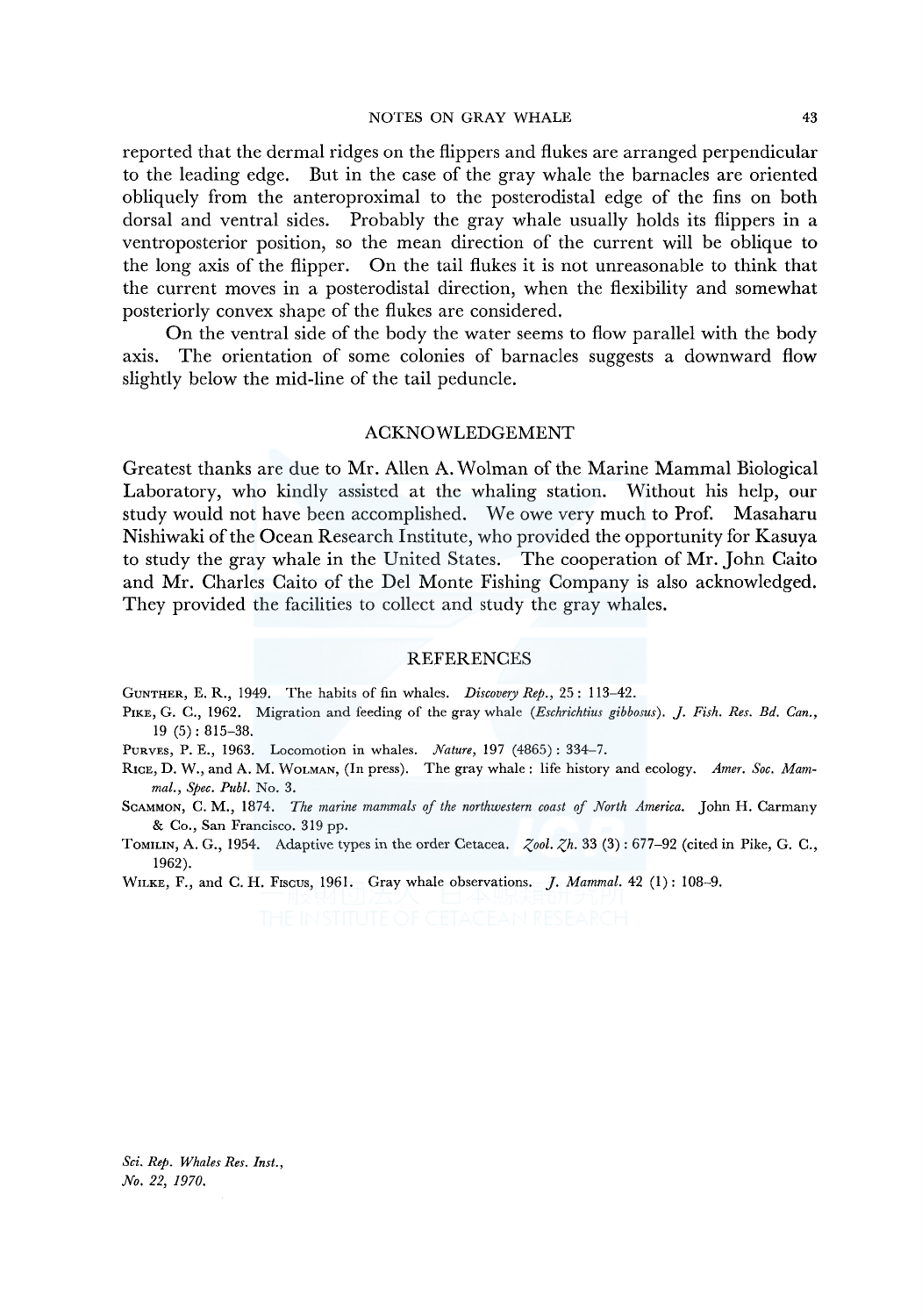reported that the dermal ridges on the flippers and flukes are arranged perpendicular to the leading edge. But in the case of the gray whale the barnacles are oriented obliquely from the anteroproximal to the posterodistal edge of the fins on both dorsal and ventral sides. Probably the gray whale usually holds its flippers in a ventroposterior position, so the mean direction of the current will be oblique to the long axis of the flipper. On the tail flukes it is not unreasonable to think that the current moves in a posterodistal direction, when the flexibility and somewhat posteriorly convex shape of the flukes are considered.

On the ventral side of the body the water seems to flow parallel with the body axis. The orientation of some colonies of barnacles suggests a downward flow slightly below the mid-line of the tail peduncle.

## ACKNOWLEDGEMENT

Greatest thanks are due to Mr. Allen A. Wolman of the Marine Mammal Biological Laboratory, who kindly assisted at the whaling station. Without his help, our study would not have been accomplished. We owe very much to Prof. Masaharu Nishiwaki of the Ocean Research Institute, who provided the opportunity for Kasuya to study the gray whale in the United States. The cooperation of Mr. John Caito and Mr. Charles Caito of the Del Monte Fishing Company is also acknowledged. They provided the facilities to collect and study the gray whales.

## REFERENCES

Gunther, E. R., 1949. The habits of fin whales. *Discovery Rep.*, 25: 113–42.

Pike, G. C., 1962. Migration and feeding of the gray whale (*Eschrichtius gibbosus*). *J. Fish. Res. Bd. Can.*, 19 (5): 815–38.

Purves, P. E., 1963. Locomotion in whales. *Nature*, 197 (4865): 334–7.

Rice, D. W., and A. M. Wolman, (In press). The gray whale: life history and ecology. *Amer. Soc. Mammal., Spec. Publ.* No. 3.

Scammon, C. M., 1874. *The marine mammals of the northwestern coast of North America*. John H. Carmany & Co., San Francisco. 319 pp.

Tomilin, A. G., 1954. Adaptive types in the order Cetacea. *Zool. Zh.* 33 (3): 677–92 (cited in Pike, G. C., 1962).

Wilke, F., and C. H. Fiscus, 1961. Gray whale observations. *J. Mammal.* 42 (1): 108–9.